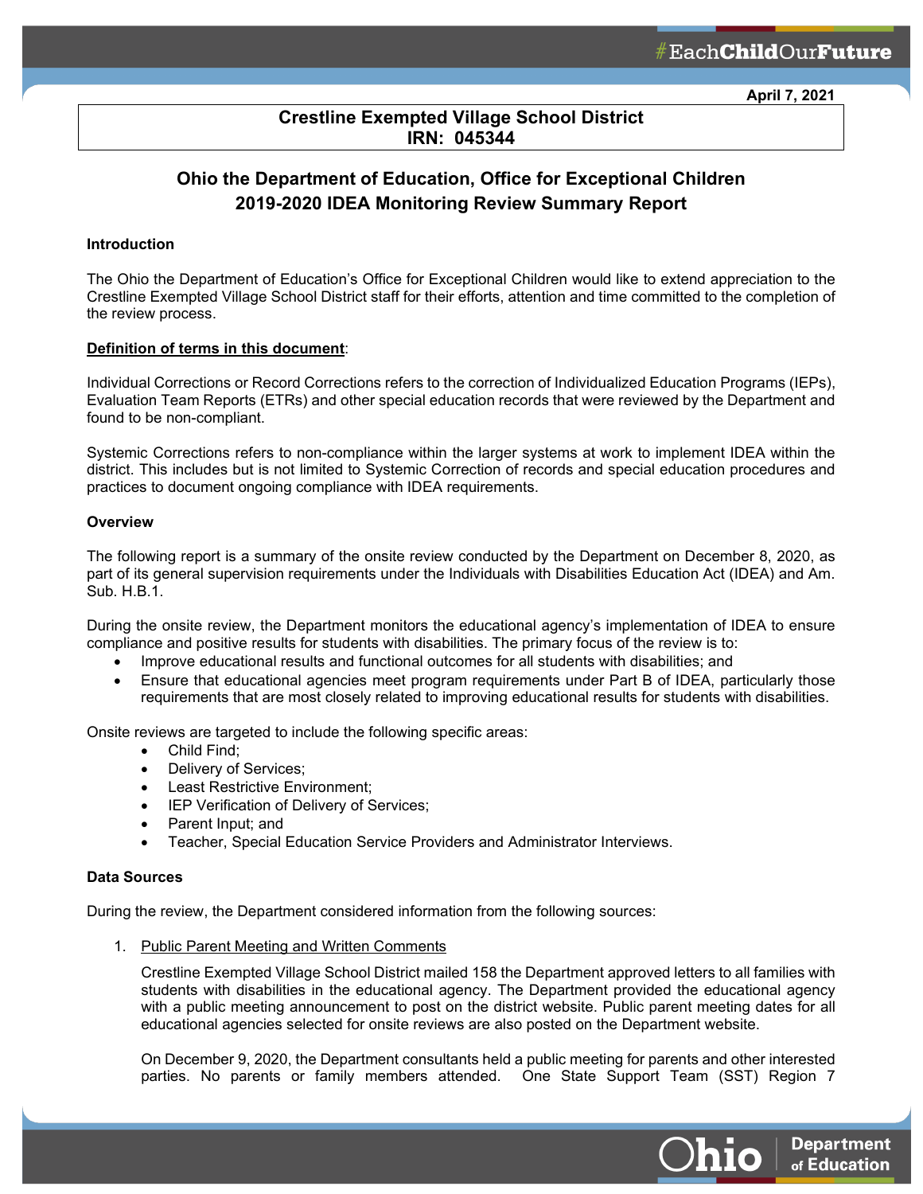April 7, 2021

**Crestline Exempted Village School District**
**IRN: 045344**

## Ohio the Department of Education, Office for Exceptional Children
## 2019-2020 IDEA Monitoring Review Summary Report

### Introduction

The Ohio the Department of Education's Office for Exceptional Children would like to extend appreciation to the Crestline Exempted Village School District staff for their efforts, attention and time committed to the completion of the review process.

**Definition of terms in this document**:

Individual Corrections or Record Corrections refers to the correction of Individualized Education Programs (IEPs), Evaluation Team Reports (ETRs) and other special education records that were reviewed by the Department and found to be non-compliant.

Systemic Corrections refers to non-compliance within the larger systems at work to implement IDEA within the district. This includes but is not limited to Systemic Correction of records and special education procedures and practices to document ongoing compliance with IDEA requirements.

### Overview

The following report is a summary of the onsite review conducted by the Department on December 8, 2020, as part of its general supervision requirements under the Individuals with Disabilities Education Act (IDEA) and Am. Sub. H.B.1.

During the onsite review, the Department monitors the educational agency's implementation of IDEA to ensure compliance and positive results for students with disabilities. The primary focus of the review is to:

- Improve educational results and functional outcomes for all students with disabilities; and
- Ensure that educational agencies meet program requirements under Part B of IDEA, particularly those requirements that are most closely related to improving educational results for students with disabilities.

Onsite reviews are targeted to include the following specific areas:

- Child Find;
- Delivery of Services;
- Least Restrictive Environment;
- IEP Verification of Delivery of Services;
- Parent Input; and
- Teacher, Special Education Service Providers and Administrator Interviews.

### Data Sources

During the review, the Department considered information from the following sources:

1. Public Parent Meeting and Written Comments

   Crestline Exempted Village School District mailed 158 the Department approved letters to all families with students with disabilities in the educational agency. The Department provided the educational agency with a public meeting announcement to post on the district website. Public parent meeting dates for all educational agencies selected for onsite reviews are also posted on the Department website.

   On December 9, 2020, the Department consultants held a public meeting for parents and other interested parties. No parents or family members attended. One State Support Team (SST) Region 7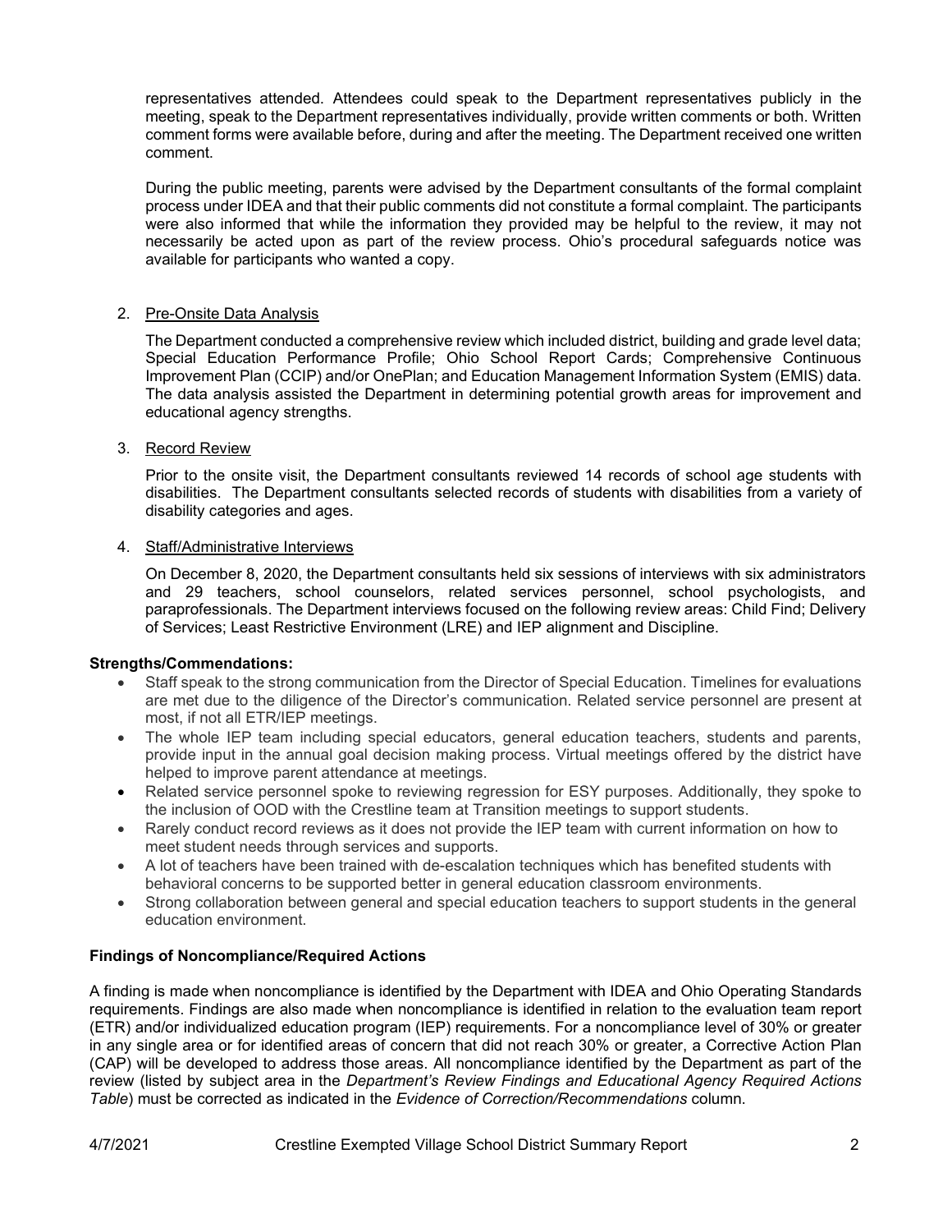representatives attended. Attendees could speak to the Department representatives publicly in the meeting, speak to the Department representatives individually, provide written comments or both. Written comment forms were available before, during and after the meeting. The Department received one written comment.

During the public meeting, parents were advised by the Department consultants of the formal complaint process under IDEA and that their public comments did not constitute a formal complaint. The participants were also informed that while the information they provided may be helpful to the review, it may not necessarily be acted upon as part of the review process. Ohio's procedural safeguards notice was available for participants who wanted a copy.

2. Pre-Onsite Data Analysis

   The Department conducted a comprehensive review which included district, building and grade level data; Special Education Performance Profile; Ohio School Report Cards; Comprehensive Continuous Improvement Plan (CCIP) and/or OnePlan; and Education Management Information System (EMIS) data. The data analysis assisted the Department in determining potential growth areas for improvement and educational agency strengths.

3. Record Review

   Prior to the onsite visit, the Department consultants reviewed 14 records of school age students with disabilities. The Department consultants selected records of students with disabilities from a variety of disability categories and ages.

4. Staff/Administrative Interviews

   On December 8, 2020, the Department consultants held six sessions of interviews with six administrators and 29 teachers, school counselors, related services personnel, school psychologists, and paraprofessionals. The Department interviews focused on the following review areas: Child Find; Delivery of Services; Least Restrictive Environment (LRE) and IEP alignment and Discipline.

**Strengths/Commendations:**

- Staff speak to the strong communication from the Director of Special Education. Timelines for evaluations are met due to the diligence of the Director's communication. Related service personnel are present at most, if not all ETR/IEP meetings.
- The whole IEP team including special educators, general education teachers, students and parents, provide input in the annual goal decision making process. Virtual meetings offered by the district have helped to improve parent attendance at meetings.
- Related service personnel spoke to reviewing regression for ESY purposes. Additionally, they spoke to the inclusion of OOD with the Crestline team at Transition meetings to support students.
- Rarely conduct record reviews as it does not provide the IEP team with current information on how to meet student needs through services and supports.
- A lot of teachers have been trained with de-escalation techniques which has benefited students with behavioral concerns to be supported better in general education classroom environments.
- Strong collaboration between general and special education teachers to support students in the general education environment.

**Findings of Noncompliance/Required Actions**

A finding is made when noncompliance is identified by the Department with IDEA and Ohio Operating Standards requirements. Findings are also made when noncompliance is identified in relation to the evaluation team report (ETR) and/or individualized education program (IEP) requirements. For a noncompliance level of 30% or greater in any single area or for identified areas of concern that did not reach 30% or greater, a Corrective Action Plan (CAP) will be developed to address those areas. All noncompliance identified by the Department as part of the review (listed by subject area in the *Department's Review Findings and Educational Agency Required Actions Table*) must be corrected as indicated in the *Evidence of Correction/Recommendations* column.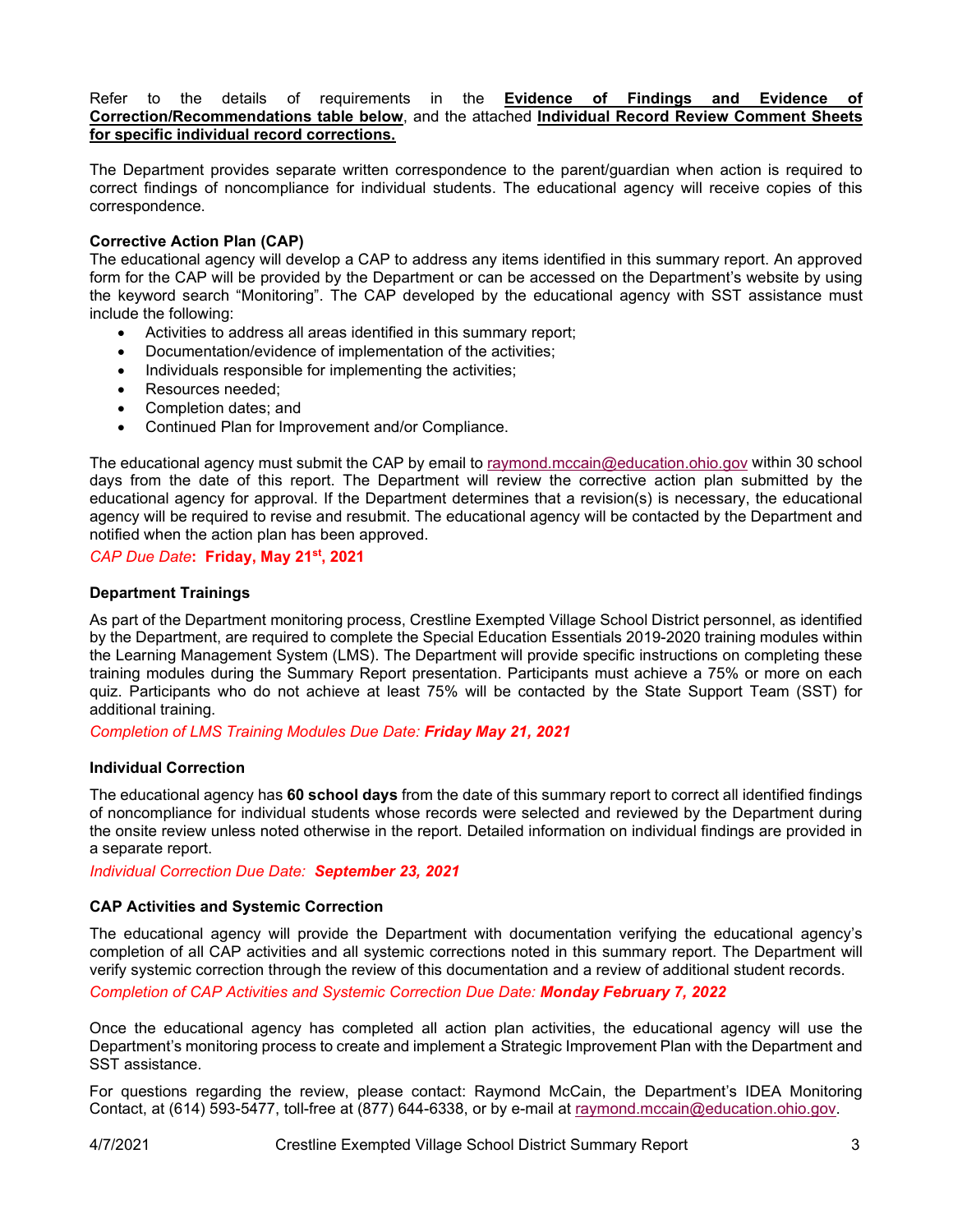Refer to the details of requirements in the **Evidence of Findings and Evidence of Correction/Recommendations table below**, and the attached **Individual Record Review Comment Sheets for specific individual record corrections.**

The Department provides separate written correspondence to the parent/guardian when action is required to correct findings of noncompliance for individual students. The educational agency will receive copies of this correspondence.

**Corrective Action Plan (CAP)**

The educational agency will develop a CAP to address any items identified in this summary report. An approved form for the CAP will be provided by the Department or can be accessed on the Department's website by using the keyword search "Monitoring". The CAP developed by the educational agency with SST assistance must include the following:

- Activities to address all areas identified in this summary report;
- Documentation/evidence of implementation of the activities;
- Individuals responsible for implementing the activities;
- Resources needed;
- Completion dates; and
- Continued Plan for Improvement and/or Compliance.

The educational agency must submit the CAP by email to raymond.mccain@education.ohio.gov within 30 school days from the date of this report. The Department will review the corrective action plan submitted by the educational agency for approval. If the Department determines that a revision(s) is necessary, the educational agency will be required to revise and resubmit. The educational agency will be contacted by the Department and notified when the action plan has been approved.

*CAP Due Date*: **Friday, May 21st, 2021**

**Department Trainings**

As part of the Department monitoring process, Crestline Exempted Village School District personnel, as identified by the Department, are required to complete the Special Education Essentials 2019-2020 training modules within the Learning Management System (LMS). The Department will provide specific instructions on completing these training modules during the Summary Report presentation. Participants must achieve a 75% or more on each quiz. Participants who do not achieve at least 75% will be contacted by the State Support Team (SST) for additional training.

*Completion of LMS Training Modules Due Date: **Friday May 21, 2021***

**Individual Correction**

The educational agency has **60 school days** from the date of this summary report to correct all identified findings of noncompliance for individual students whose records were selected and reviewed by the Department during the onsite review unless noted otherwise in the report. Detailed information on individual findings are provided in a separate report.

*Individual Correction Due Date: **September 23, 2021***

**CAP Activities and Systemic Correction**

The educational agency will provide the Department with documentation verifying the educational agency's completion of all CAP activities and all systemic corrections noted in this summary report. The Department will verify systemic correction through the review of this documentation and a review of additional student records.

*Completion of CAP Activities and Systemic Correction Due Date: **Monday February 7, 2022***

Once the educational agency has completed all action plan activities, the educational agency will use the Department's monitoring process to create and implement a Strategic Improvement Plan with the Department and SST assistance.

For questions regarding the review, please contact: Raymond McCain, the Department's IDEA Monitoring Contact, at (614) 593-5477, toll-free at (877) 644-6338, or by e-mail at raymond.mccain@education.ohio.gov.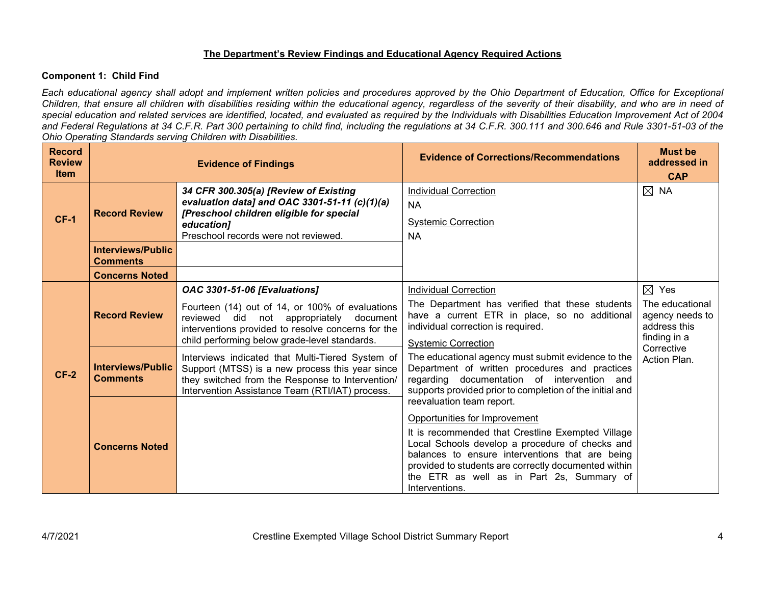**The Department's Review Findings and Educational Agency Required Actions**

**Component 1: Child Find**

*Each educational agency shall adopt and implement written policies and procedures approved by the Ohio Department of Education, Office for Exceptional Children, that ensure all children with disabilities residing within the educational agency, regardless of the severity of their disability, and who are in need of special education and related services are identified, located, and evaluated as required by the Individuals with Disabilities Education Improvement Act of 2004 and Federal Regulations at 34 C.F.R. Part 300 pertaining to child find, including the regulations at 34 C.F.R. 300.111 and 300.646 and Rule 3301-51-03 of the Ohio Operating Standards serving Children with Disabilities.*

| Record Review Item | Evidence of Findings | | Evidence of Corrections/Recommendations | Must be addressed in CAP |
|---|---|---|---|---|
| **CF-1** | **Record Review** | ***34 CFR 300.305(a) [Review of Existing evaluation data] and OAC 3301-51-11 (c)(1)(a) [Preschool children eligible for special education]*** <br> Preschool records were not reviewed. | Individual Correction <br> NA <br> Systemic Correction <br> NA | ☒ NA |
| | **Interviews/Public Comments** | | | |
| | **Concerns Noted** | | | |
| **CF-2** | **Record Review** | ***OAC 3301-51-06 [Evaluations]*** <br> Fourteen (14) out of 14, or 100% of evaluations reviewed did not appropriately document interventions provided to resolve concerns for the child performing below grade-level standards. | Individual Correction <br> The Department has verified that these students have a current ETR in place, so no additional individual correction is required. <br> Systemic Correction <br> The educational agency must submit evidence to the Department of written procedures and practices regarding documentation of intervention and supports provided prior to completion of the initial and reevaluation team report. <br> Opportunities for Improvement <br> It is recommended that Crestline Exempted Village Local Schools develop a procedure of checks and balances to ensure interventions that are being provided to students are correctly documented within the ETR as well as in Part 2s, Summary of Interventions. | ☒ Yes <br> The educational agency needs to address this finding in a Corrective Action Plan. |
| | **Interviews/Public Comments** | Interviews indicated that Multi-Tiered System of Support (MTSS) is a new process this year since they switched from the Response to Intervention/ Intervention Assistance Team (RTI/IAT) process. | | |
| | **Concerns Noted** | | | |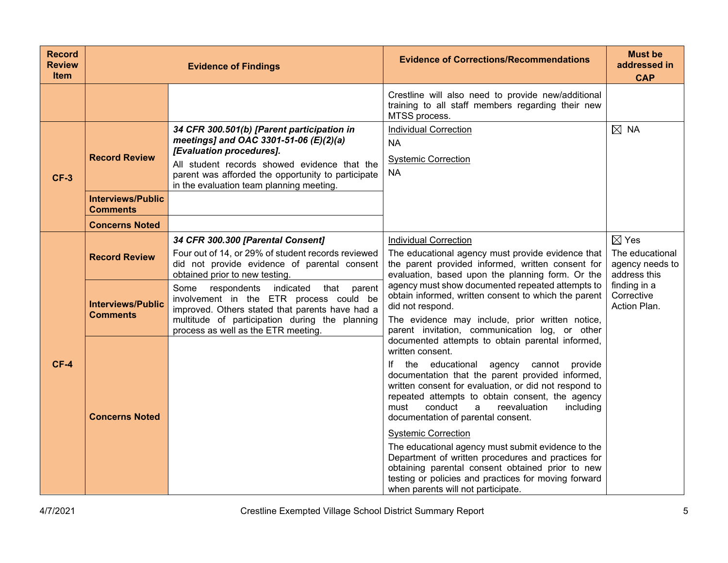| Record Review Item | Evidence of Findings | | Evidence of Corrections/Recommendations | Must be addressed in CAP |
|---|---|---|---|---|
| | | | Crestline will also need to provide new/additional training to all staff members regarding their new MTSS process. | |
| **CF-3** | **Record Review** | ***34 CFR 300.501(b) [Parent participation in meetings] and OAC 3301-51-06 (E)(2)(a) [Evaluation procedures].*** All student records showed evidence that the parent was afforded the opportunity to participate in the evaluation team planning meeting. | Individual Correction<br>NA<br>Systemic Correction<br>NA | ☒ NA |
| | **Interviews/Public Comments** | | | |
| | **Concerns Noted** | | | |
| **CF-4** | **Record Review** | ***34 CFR 300.300 [Parental Consent]*** Four out of 14, or 29% of student records reviewed did not provide evidence of parental consent obtained prior to new testing. | Individual Correction<br>The educational agency must provide evidence that the parent provided informed, written consent for evaluation, based upon the planning form. Or the agency must show documented repeated attempts to obtain informed, written consent to which the parent did not respond.<br>The evidence may include, prior written notice, parent invitation, communication log, or other documented attempts to obtain parental informed, written consent.<br>If the educational agency cannot provide documentation that the parent provided informed, written consent for evaluation, or did not respond to repeated attempts to obtain consent, the agency must conduct a reevaluation including documentation of parental consent.<br>Systemic Correction<br>The educational agency must submit evidence to the Department of written procedures and practices for obtaining parental consent obtained prior to new testing or policies and practices for moving forward when parents will not participate. | ☒ Yes<br>The educational agency needs to address this finding in a Corrective Action Plan. |
| | **Interviews/Public Comments** | Some respondents indicated that parent involvement in the ETR process could be improved. Others stated that parents have had a multitude of participation during the planning process as well as the ETR meeting. | | |
| | **Concerns Noted** | | | |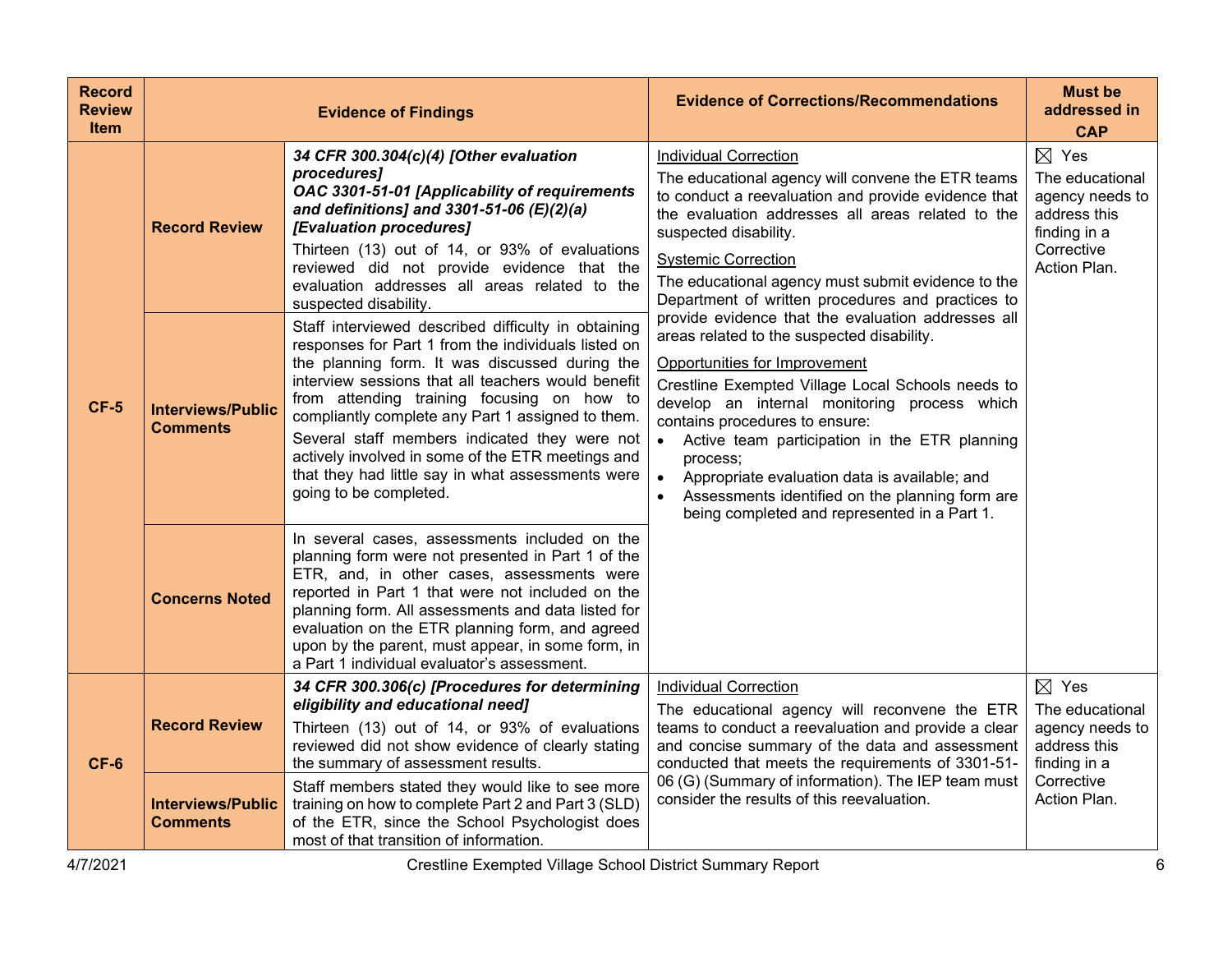| Record Review Item | Evidence of Findings | | Evidence of Corrections/Recommendations | Must be addressed in CAP |
|---|---|---|---|---|
| CF-5 | **Record Review** | ***34 CFR 300.304(c)(4) [Other evaluation procedures]***<br>***OAC 3301-51-01 [Applicability of requirements and definitions] and 3301-51-06 (E)(2)(a) [Evaluation procedures]***<br>Thirteen (13) out of 14, or 93% of evaluations reviewed did not provide evidence that the evaluation addresses all areas related to the suspected disability. | <u>Individual Correction</u><br>The educational agency will convene the ETR teams to conduct a reevaluation and provide evidence that the evaluation addresses all areas related to the suspected disability.<br><u>Systemic Correction</u><br>The educational agency must submit evidence to the Department of written procedures and practices to provide evidence that the evaluation addresses all areas related to the suspected disability.<br><u>Opportunities for Improvement</u><br>Crestline Exempted Village Local Schools needs to develop an internal monitoring process which contains procedures to ensure:<br>• Active team participation in the ETR planning process;<br>• Appropriate evaluation data is available; and<br>• Assessments identified on the planning form are being completed and represented in a Part 1. | ☒ Yes<br>The educational agency needs to address this finding in a Corrective Action Plan. |
| | **Interviews/Public Comments** | Staff interviewed described difficulty in obtaining responses for Part 1 from the individuals listed on the planning form. It was discussed during the interview sessions that all teachers would benefit from attending training focusing on how to compliantly complete any Part 1 assigned to them.<br>Several staff members indicated they were not actively involved in some of the ETR meetings and that they had little say in what assessments were going to be completed. | | |
| | **Concerns Noted** | In several cases, assessments included on the planning form were not presented in Part 1 of the ETR, and, in other cases, assessments were reported in Part 1 that were not included on the planning form. All assessments and data listed for evaluation on the ETR planning form, and agreed upon by the parent, must appear, in some form, in a Part 1 individual evaluator's assessment. | | |
| CF-6 | **Record Review** | ***34 CFR 300.306(c) [Procedures for determining eligibility and educational need]***<br>Thirteen (13) out of 14, or 93% of evaluations reviewed did not show evidence of clearly stating the summary of assessment results. | <u>Individual Correction</u><br>The educational agency will reconvene the ETR teams to conduct a reevaluation and provide a clear and concise summary of the data and assessment conducted that meets the requirements of 3301-51-06 (G) (Summary of information). The IEP team must consider the results of this reevaluation. | ☒ Yes<br>The educational agency needs to address this finding in a Corrective Action Plan. |
| | **Interviews/Public Comments** | Staff members stated they would like to see more training on how to complete Part 2 and Part 3 (SLD) of the ETR, since the School Psychologist does most of that transition of information. | | |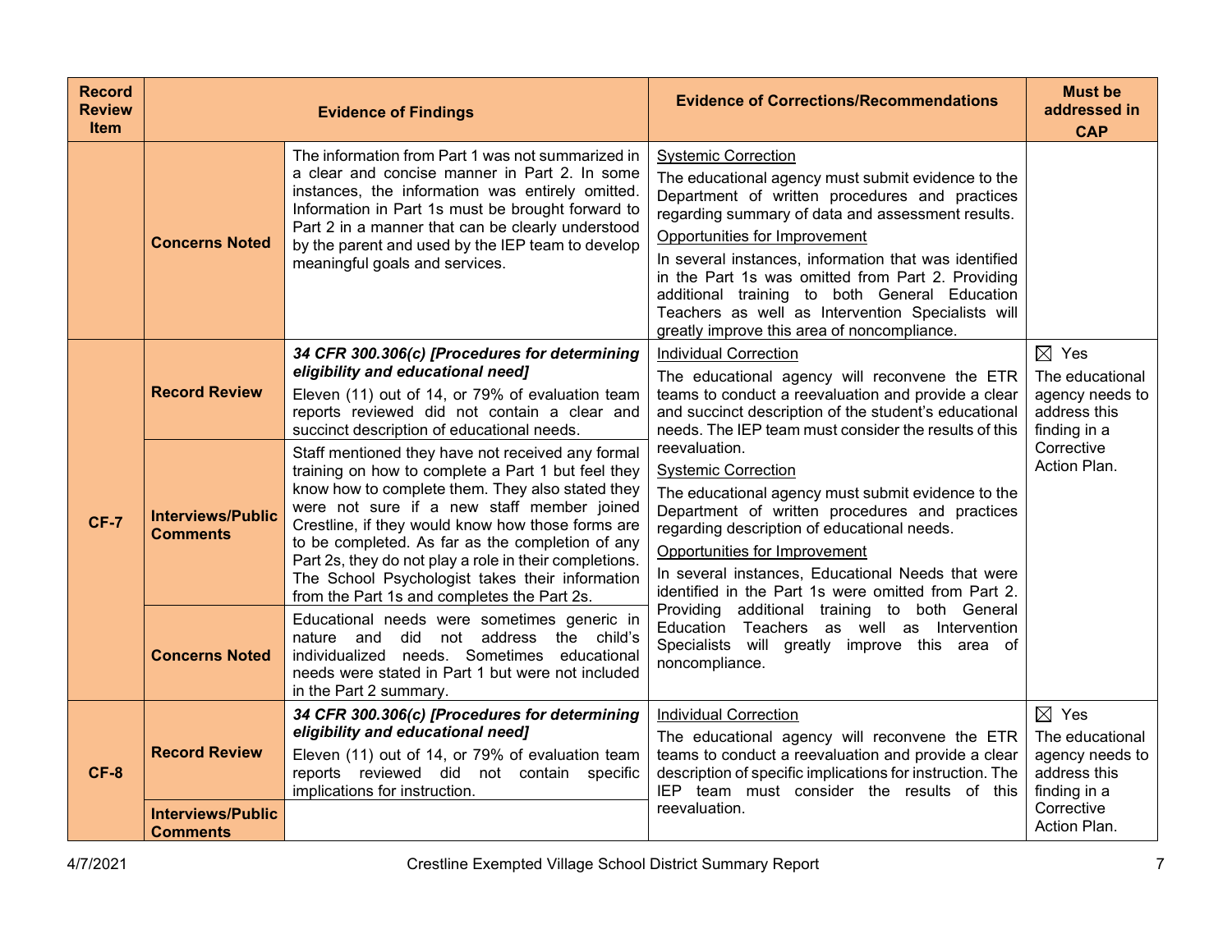| Record Review Item | Evidence of Findings | | Evidence of Corrections/Recommendations | Must be addressed in CAP |
|---|---|---|---|---|
| | **Concerns Noted** | The information from Part 1 was not summarized in a clear and concise manner in Part 2. In some instances, the information was entirely omitted. Information in Part 1s must be brought forward to Part 2 in a manner that can be clearly understood by the parent and used by the IEP team to develop meaningful goals and services. | Systemic Correction<br>The educational agency must submit evidence to the Department of written procedures and practices regarding summary of data and assessment results.<br>Opportunities for Improvement<br>In several instances, information that was identified in the Part 1s was omitted from Part 2. Providing additional training to both General Education Teachers as well as Intervention Specialists will greatly improve this area of noncompliance. | |
| **CF-7** | **Record Review** | ***34 CFR 300.306(c) [Procedures for determining eligibility and educational need]***<br>Eleven (11) out of 14, or 79% of evaluation team reports reviewed did not contain a clear and succinct description of educational needs. | Individual Correction<br>The educational agency will reconvene the ETR teams to conduct a reevaluation and provide a clear and succinct description of the student's educational needs. The IEP team must consider the results of this reevaluation.<br>Systemic Correction<br>The educational agency must submit evidence to the Department of written procedures and practices regarding description of educational needs.<br>Opportunities for Improvement<br>In several instances, Educational Needs that were identified in the Part 1s were omitted from Part 2. Providing additional training to both General Education Teachers as well as Intervention Specialists will greatly improve this area of noncompliance. | ☒ Yes<br>The educational agency needs to address this finding in a Corrective Action Plan. |
| | **Interviews/Public Comments** | Staff mentioned they have not received any formal training on how to complete a Part 1 but feel they know how to complete them. They also stated they were not sure if a new staff member joined Crestline, if they would know how those forms are to be completed. As far as the completion of any Part 2s, they do not play a role in their completions. The School Psychologist takes their information from the Part 1s and completes the Part 2s. | | |
| | **Concerns Noted** | Educational needs were sometimes generic in nature and did not address the child's individualized needs. Sometimes educational needs were stated in Part 1 but were not included in the Part 2 summary. | | |
| **CF-8** | **Record Review** | ***34 CFR 300.306(c) [Procedures for determining eligibility and educational need]***<br>Eleven (11) out of 14, or 79% of evaluation team reports reviewed did not contain specific implications for instruction. | Individual Correction<br>The educational agency will reconvene the ETR teams to conduct a reevaluation and provide a clear description of specific implications for instruction. The IEP team must consider the results of this reevaluation. | ☒ Yes<br>The educational agency needs to address this finding in a Corrective Action Plan. |
| | **Interviews/Public Comments** | | | |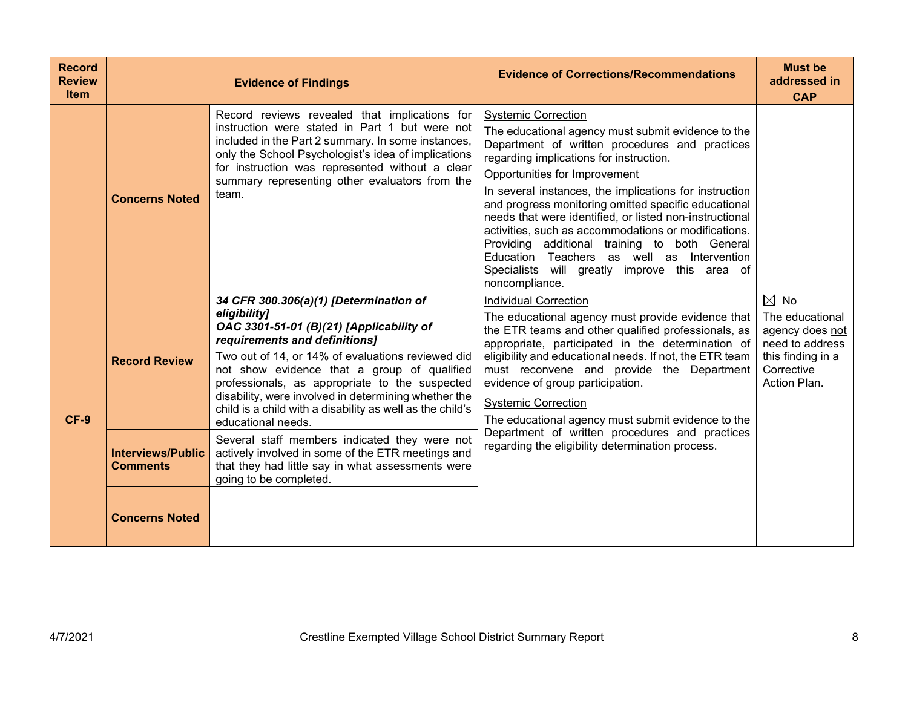| Record Review Item | Evidence of Findings | | Evidence of Corrections/Recommendations | Must be addressed in CAP |
|---|---|---|---|---|
| | **Concerns Noted** | Record reviews revealed that implications for instruction were stated in Part 1 but were not included in the Part 2 summary. In some instances, only the School Psychologist's idea of implications for instruction was represented without a clear summary representing other evaluators from the team. | Systemic Correction<br>The educational agency must submit evidence to the Department of written procedures and practices regarding implications for instruction.<br>Opportunities for Improvement<br>In several instances, the implications for instruction and progress monitoring omitted specific educational needs that were identified, or listed non-instructional activities, such as accommodations or modifications. Providing additional training to both General Education Teachers as well as Intervention Specialists will greatly improve this area of noncompliance. | |
| **CF-9** | **Record Review** | ***34 CFR 300.306(a)(1) [Determination of eligibility]***<br>***OAC 3301-51-01 (B)(21) [Applicability of requirements and definitions]***<br>Two out of 14, or 14% of evaluations reviewed did not show evidence that a group of qualified professionals, as appropriate to the suspected disability, were involved in determining whether the child is a child with a disability as well as the child's educational needs. | Individual Correction<br>The educational agency must provide evidence that the ETR teams and other qualified professionals, as appropriate, participated in the determination of eligibility and educational needs. If not, the ETR team must reconvene and provide the Department evidence of group participation.<br>Systemic Correction<br>The educational agency must submit evidence to the Department of written procedures and practices regarding the eligibility determination process. | ☒ No<br>The educational agency does not need to address this finding in a Corrective Action Plan. |
| | **Interviews/Public Comments** | Several staff members indicated they were not actively involved in some of the ETR meetings and that they had little say in what assessments were going to be completed. | | |
| | **Concerns Noted** | | | |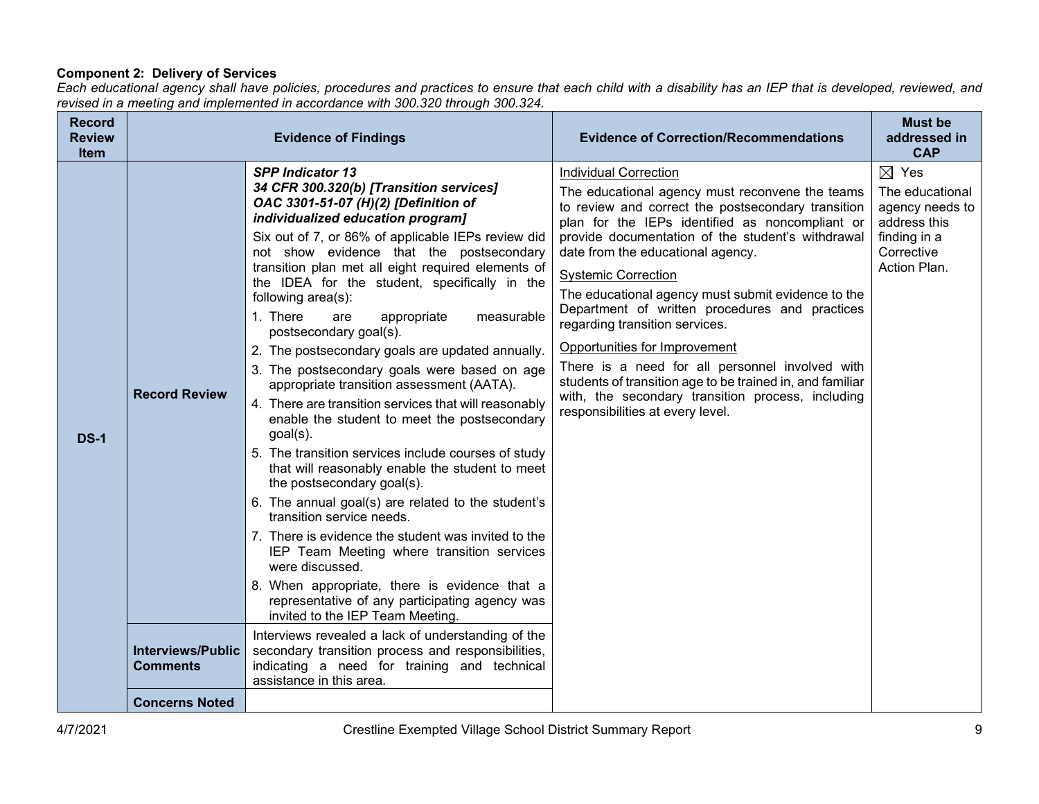**Component 2: Delivery of Services**

*Each educational agency shall have policies, procedures and practices to ensure that each child with a disability has an IEP that is developed, reviewed, and revised in a meeting and implemented in accordance with 300.320 through 300.324.*

| Record Review Item | Evidence of Findings | | Evidence of Correction/Recommendations | Must be addressed in CAP |
|---|---|---|---|---|
| **DS-1** | **Record Review** | ***SPP Indicator 13*** <br> ***34 CFR 300.320(b) [Transition services]*** <br> ***OAC 3301-51-07 (H)(2) [Definition of individualized education program]*** <br> Six out of 7, or 86% of applicable IEPs review did not show evidence that the postsecondary transition plan met all eight required elements of the IDEA for the student, specifically in the following area(s): <br> 1. There are appropriate measurable postsecondary goal(s). <br> 2. The postsecondary goals are updated annually. <br> 3. The postsecondary goals were based on age appropriate transition assessment (AATA). <br> 4. There are transition services that will reasonably enable the student to meet the postsecondary goal(s). <br> 5. The transition services include courses of study that will reasonably enable the student to meet the postsecondary goal(s). <br> 6. The annual goal(s) are related to the student's transition service needs. <br> 7. There is evidence the student was invited to the IEP Team Meeting where transition services were discussed. <br> 8. When appropriate, there is evidence that a representative of any participating agency was invited to the IEP Team Meeting. | <u>Individual Correction</u> <br> The educational agency must reconvene the teams to review and correct the postsecondary transition plan for the IEPs identified as noncompliant or provide documentation of the student's withdrawal date from the educational agency. <br> <u>Systemic Correction</u> <br> The educational agency must submit evidence to the Department of written procedures and practices regarding transition services. <br> <u>Opportunities for Improvement</u> <br> There is a need for all personnel involved with students of transition age to be trained in, and familiar with, the secondary transition process, including responsibilities at every level. | ☒ Yes <br> The educational agency needs to address this finding in a Corrective Action Plan. |
| | **Interviews/Public Comments** | Interviews revealed a lack of understanding of the secondary transition process and responsibilities, indicating a need for training and technical assistance in this area. | | |
| | **Concerns Noted** | | | |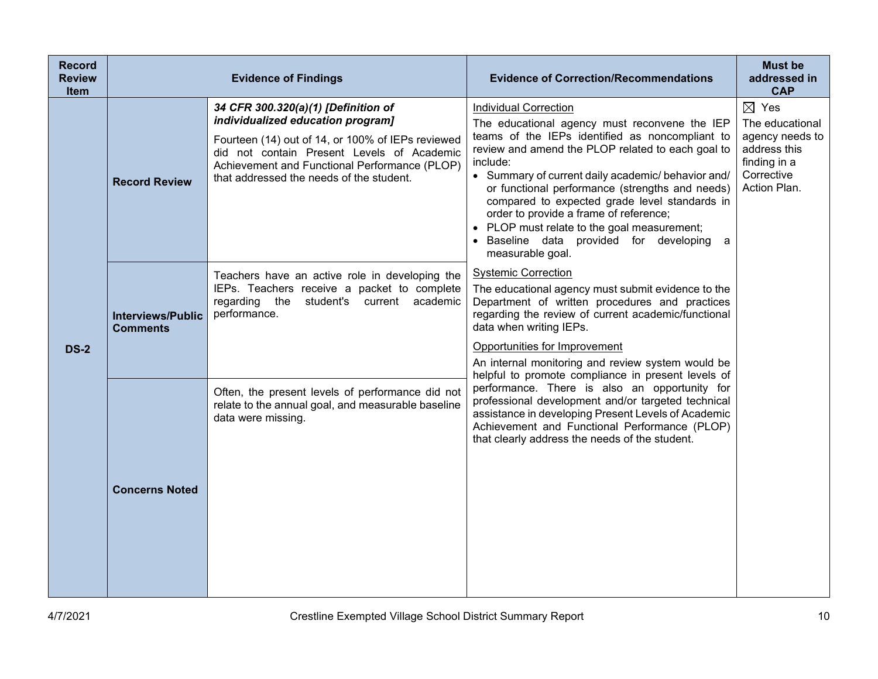| Record Review Item | Evidence of Findings | | Evidence of Correction/Recommendations | Must be addressed in CAP |
|---|---|---|---|---|
| DS-2 | Record Review | ***34 CFR 300.320(a)(1) [Definition of individualized education program]***<br><br>Fourteen (14) out of 14, or 100% of IEPs reviewed did not contain Present Levels of Academic Achievement and Functional Performance (PLOP) that addressed the needs of the student. | Individual Correction<br><br>The educational agency must reconvene the IEP teams of the IEPs identified as noncompliant to review and amend the PLOP related to each goal to include:<br>• Summary of current daily academic/ behavior and/ or functional performance (strengths and needs) compared to expected grade level standards in order to provide a frame of reference;<br>• PLOP must relate to the goal measurement;<br>• Baseline data provided for developing a measurable goal.<br><br>Systemic Correction<br><br>The educational agency must submit evidence to the Department of written procedures and practices regarding the review of current academic/functional data when writing IEPs.<br><br>Opportunities for Improvement<br><br>An internal monitoring and review system would be helpful to promote compliance in present levels of performance. There is also an opportunity for professional development and/or targeted technical assistance in developing Present Levels of Academic Achievement and Functional Performance (PLOP) that clearly address the needs of the student. | ☒ Yes<br><br>The educational agency needs to address this finding in a Corrective Action Plan. |
| | Interviews/Public Comments | Teachers have an active role in developing the IEPs. Teachers receive a packet to complete regarding the student's current academic performance. | | |
| | Concerns Noted | Often, the present levels of performance did not relate to the annual goal, and measurable baseline data were missing. | | |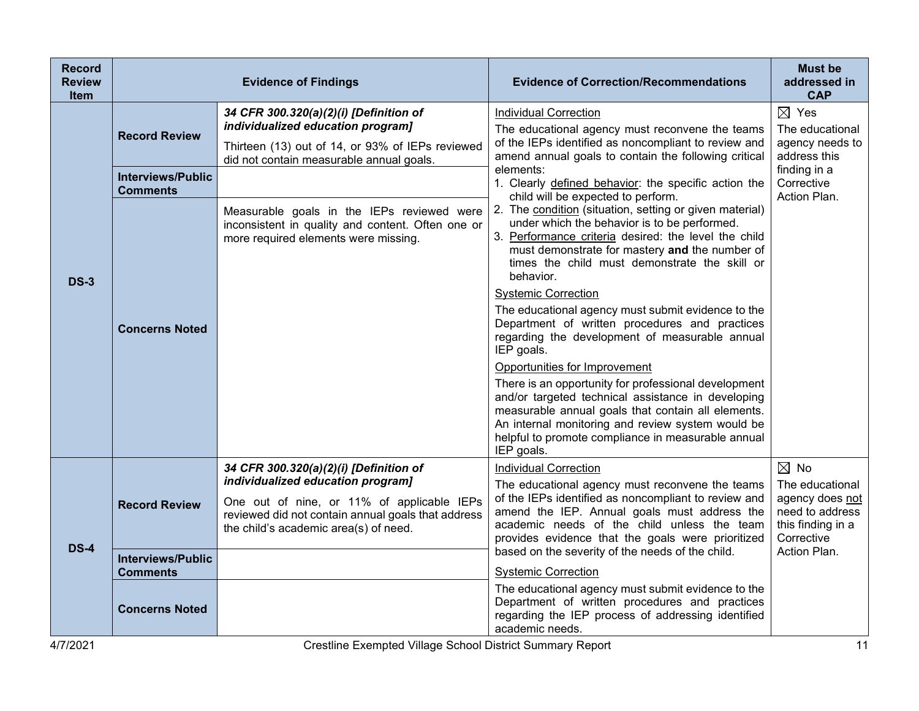| Record Review Item | Evidence of Findings | | Evidence of Correction/Recommendations | Must be addressed in CAP |
|---|---|---|---|---|
| DS-3 | Record Review | ***34 CFR 300.320(a)(2)(i) [Definition of individualized education program]***<br>Thirteen (13) out of 14, or 93% of IEPs reviewed did not contain measurable annual goals. | Individual Correction<br>The educational agency must reconvene the teams of the IEPs identified as noncompliant to review and amend annual goals to contain the following critical elements:<br>1. Clearly defined behavior: the specific action the child will be expected to perform.<br>2. The condition (situation, setting or given material) under which the behavior is to be performed.<br>3. Performance criteria desired: the level the child must demonstrate for mastery **and** the number of times the child must demonstrate the skill or behavior.<br>Systemic Correction<br>The educational agency must submit evidence to the Department of written procedures and practices regarding the development of measurable annual IEP goals.<br>Opportunities for Improvement<br>There is an opportunity for professional development and/or targeted technical assistance in developing measurable annual goals that contain all elements. An internal monitoring and review system would be helpful to promote compliance in measurable annual IEP goals. | ☒ Yes<br>The educational agency needs to address this finding in a Corrective Action Plan. |
| | Interviews/Public Comments | | | |
| | Concerns Noted | Measurable goals in the IEPs reviewed were inconsistent in quality and content. Often one or more required elements were missing. | | |
| DS-4 | Record Review | ***34 CFR 300.320(a)(2)(i) [Definition of individualized education program]***<br>One out of nine, or 11% of applicable IEPs reviewed did not contain annual goals that address the child's academic area(s) of need. | Individual Correction<br>The educational agency must reconvene the teams of the IEPs identified as noncompliant to review and amend the IEP. Annual goals must address the academic needs of the child unless the team provides evidence that the goals were prioritized based on the severity of the needs of the child.<br>Systemic Correction<br>The educational agency must submit evidence to the Department of written procedures and practices regarding the IEP process of addressing identified academic needs. | ☒ No<br>The educational agency does not need to address this finding in a Corrective Action Plan. |
| | Interviews/Public Comments | | | |
| | Concerns Noted | | | |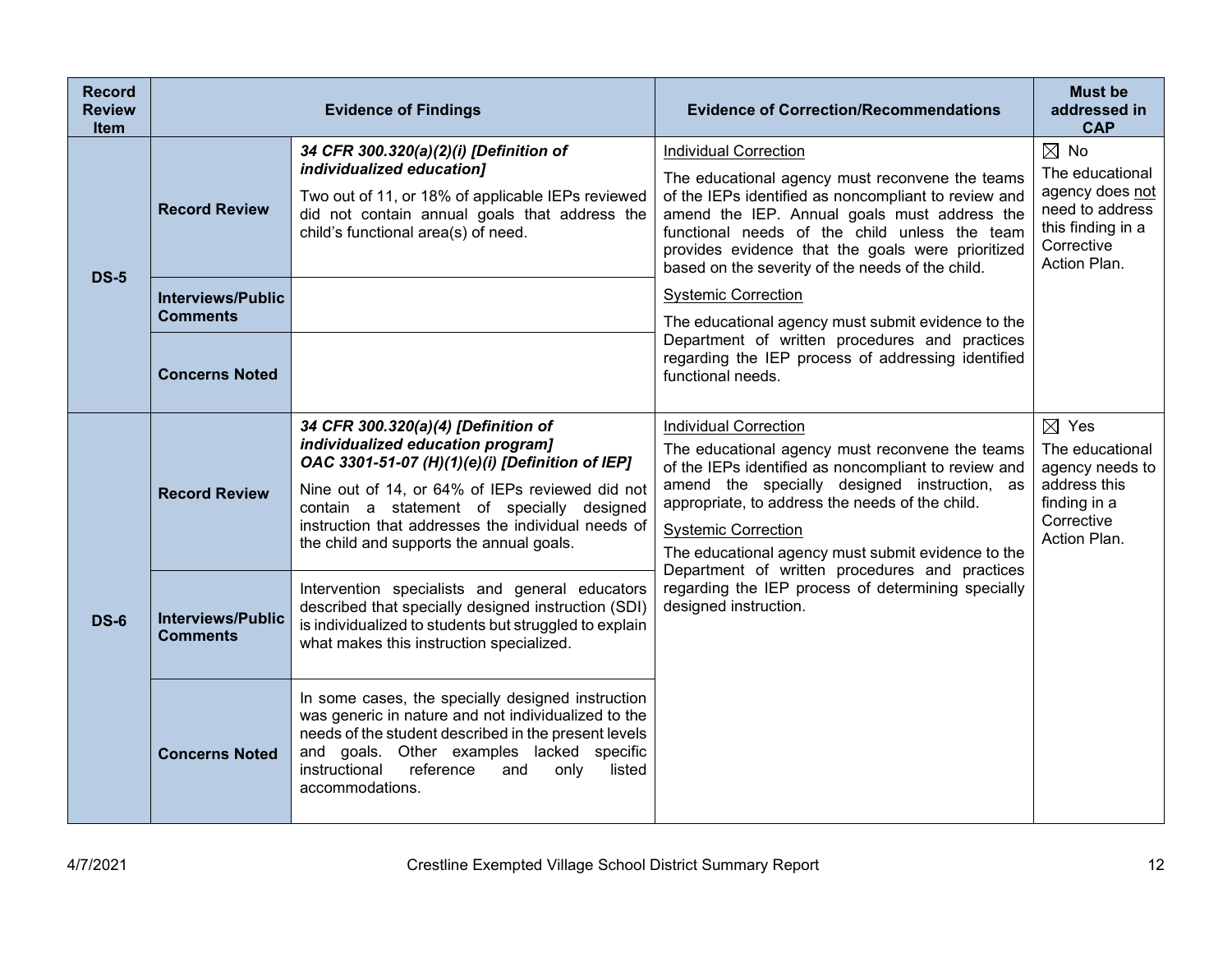| Record Review Item | Evidence of Findings | | Evidence of Correction/Recommendations | Must be addressed in CAP |
| --- | --- | --- | --- | --- |
| **DS-5** | **Record Review** | ***34 CFR 300.320(a)(2)(i) [Definition of individualized education]*** Two out of 11, or 18% of applicable IEPs reviewed did not contain annual goals that address the child's functional area(s) of need. | Individual Correction<br>The educational agency must reconvene the teams of the IEPs identified as noncompliant to review and amend the IEP. Annual goals must address the functional needs of the child unless the team provides evidence that the goals were prioritized based on the severity of the needs of the child.<br>Systemic Correction<br>The educational agency must submit evidence to the Department of written procedures and practices regarding the IEP process of addressing identified functional needs. | ☒ No<br>The educational agency does not need to address this finding in a Corrective Action Plan. |
| | **Interviews/Public Comments** | | | |
| | **Concerns Noted** | | | |
| **DS-6** | **Record Review** | ***34 CFR 300.320(a)(4) [Definition of individualized education program] OAC 3301-51-07 (H)(1)(e)(i) [Definition of IEP]*** Nine out of 14, or 64% of IEPs reviewed did not contain a statement of specially designed instruction that addresses the individual needs of the child and supports the annual goals. | Individual Correction<br>The educational agency must reconvene the teams of the IEPs identified as noncompliant to review and amend the specially designed instruction, as appropriate, to address the needs of the child.<br>Systemic Correction<br>The educational agency must submit evidence to the Department of written procedures and practices regarding the IEP process of determining specially designed instruction. | ☒ Yes<br>The educational agency needs to address this finding in a Corrective Action Plan. |
| | **Interviews/Public Comments** | Intervention specialists and general educators described that specially designed instruction (SDI) is individualized to students but struggled to explain what makes this instruction specialized. | | |
| | **Concerns Noted** | In some cases, the specially designed instruction was generic in nature and not individualized to the needs of the student described in the present levels and goals. Other examples lacked specific instructional reference and only listed accommodations. | | |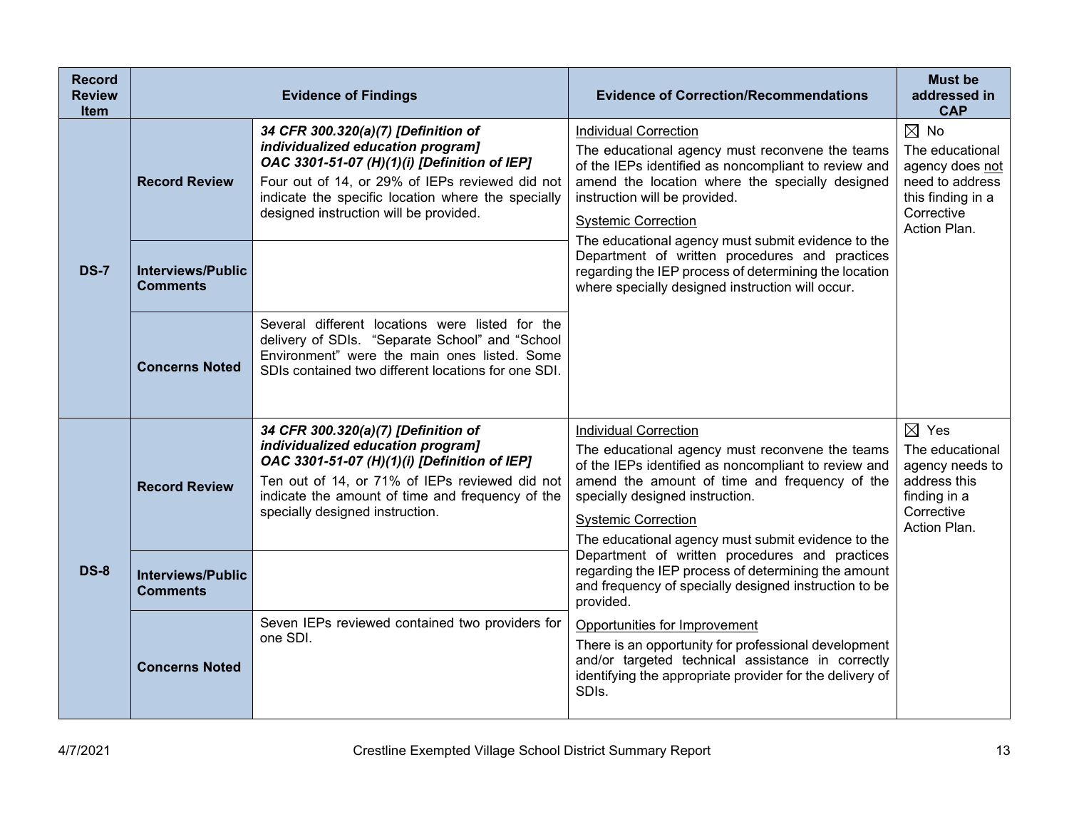| Record Review Item | Evidence of Findings | | Evidence of Correction/Recommendations | Must be addressed in CAP |
|---|---|---|---|---|
| DS-7 | Record Review | ***34 CFR 300.320(a)(7) [Definition of individualized education program]*** ***OAC 3301-51-07 (H)(1)(i) [Definition of IEP]*** Four out of 14, or 29% of IEPs reviewed did not indicate the specific location where the specially designed instruction will be provided. | <u>Individual Correction</u> The educational agency must reconvene the teams of the IEPs identified as noncompliant to review and amend the location where the specially designed instruction will be provided. <u>Systemic Correction</u> The educational agency must submit evidence to the Department of written procedures and practices regarding the IEP process of determining the location where specially designed instruction will occur. | ☒ No The educational agency does <u>not</u> need to address this finding in a Corrective Action Plan. |
| | Interviews/Public Comments | | | |
| | Concerns Noted | Several different locations were listed for the delivery of SDIs. "Separate School" and "School Environment" were the main ones listed. Some SDIs contained two different locations for one SDI. | | |
| DS-8 | Record Review | ***34 CFR 300.320(a)(7) [Definition of individualized education program]*** ***OAC 3301-51-07 (H)(1)(i) [Definition of IEP]*** Ten out of 14, or 71% of IEPs reviewed did not indicate the amount of time and frequency of the specially designed instruction. | <u>Individual Correction</u> The educational agency must reconvene the teams of the IEPs identified as noncompliant to review and amend the amount of time and frequency of the specially designed instruction. <u>Systemic Correction</u> The educational agency must submit evidence to the Department of written procedures and practices regarding the IEP process of determining the amount and frequency of specially designed instruction to be provided. <u>Opportunities for Improvement</u> There is an opportunity for professional development and/or targeted technical assistance in correctly identifying the appropriate provider for the delivery of SDIs. | ☒ Yes The educational agency needs to address this finding in a Corrective Action Plan. |
| | Interviews/Public Comments | | | |
| | Concerns Noted | Seven IEPs reviewed contained two providers for one SDI. | | |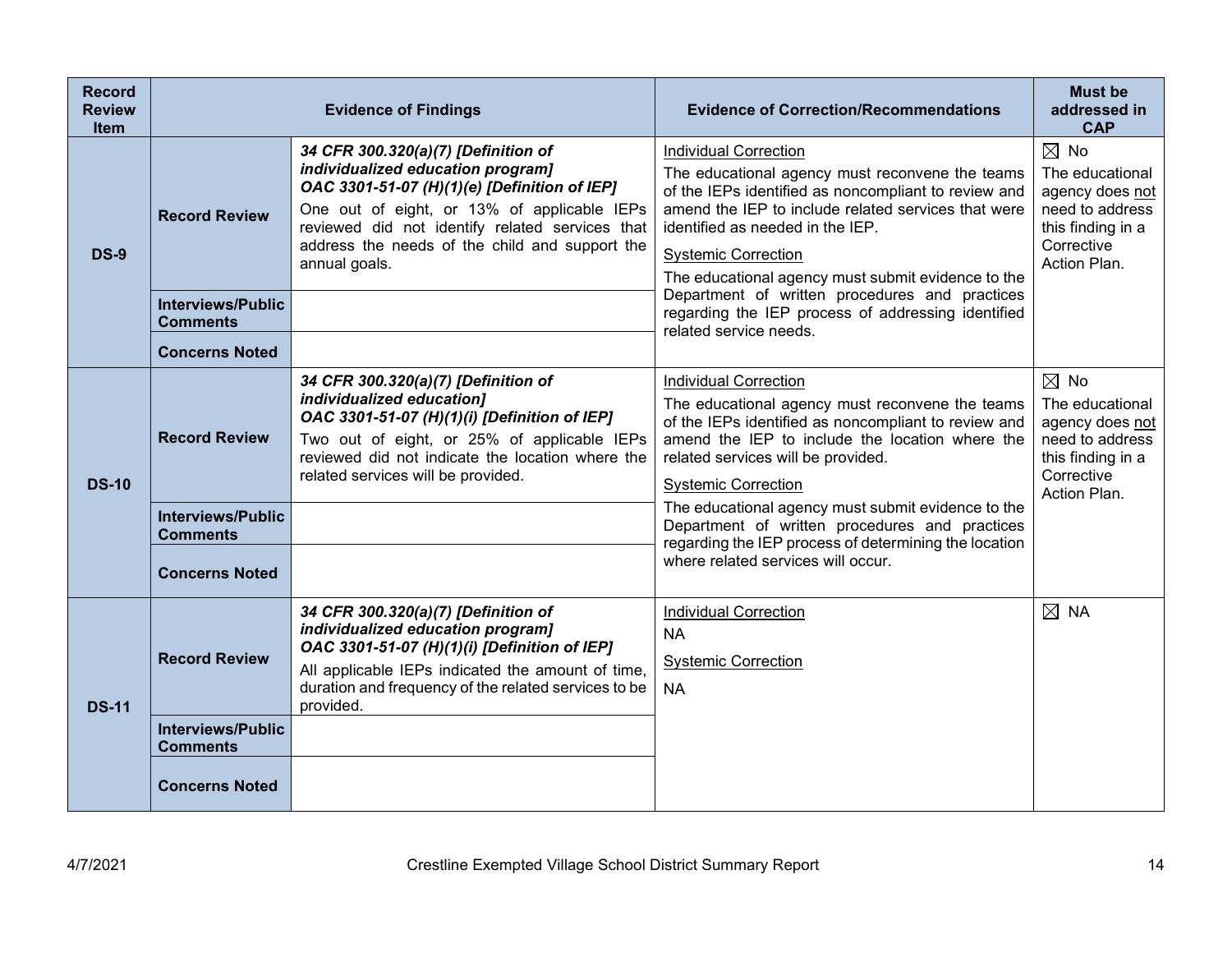| Record Review Item | Evidence of Findings | | Evidence of Correction/Recommendations | Must be addressed in CAP |
|---|---|---|---|---|
| **DS-9** | **Record Review** | ***34 CFR 300.320(a)(7) [Definition of individualized education program]*** ***OAC 3301-51-07 (H)(1)(e) [Definition of IEP]*** One out of eight, or 13% of applicable IEPs reviewed did not identify related services that address the needs of the child and support the annual goals. | Individual Correction The educational agency must reconvene the teams of the IEPs identified as noncompliant to review and amend the IEP to include related services that were identified as needed in the IEP. Systemic Correction The educational agency must submit evidence to the Department of written procedures and practices regarding the IEP process of addressing identified related service needs. | ☒ No The educational agency does not need to address this finding in a Corrective Action Plan. |
| | **Interviews/Public Comments** | | | |
| | **Concerns Noted** | | | |
| **DS-10** | **Record Review** | ***34 CFR 300.320(a)(7) [Definition of individualized education]*** ***OAC 3301-51-07 (H)(1)(i) [Definition of IEP]*** Two out of eight, or 25% of applicable IEPs reviewed did not indicate the location where the related services will be provided. | Individual Correction The educational agency must reconvene the teams of the IEPs identified as noncompliant to review and amend the IEP to include the location where the related services will be provided. Systemic Correction The educational agency must submit evidence to the Department of written procedures and practices regarding the IEP process of determining the location where related services will occur. | ☒ No The educational agency does not need to address this finding in a Corrective Action Plan. |
| | **Interviews/Public Comments** | | | |
| | **Concerns Noted** | | | |
| **DS-11** | **Record Review** | ***34 CFR 300.320(a)(7) [Definition of individualized education program]*** ***OAC 3301-51-07 (H)(1)(i) [Definition of IEP]*** All applicable IEPs indicated the amount of time, duration and frequency of the related services to be provided. | Individual Correction NA Systemic Correction NA | ☒ NA |
| | **Interviews/Public Comments** | | | |
| | **Concerns Noted** | | | |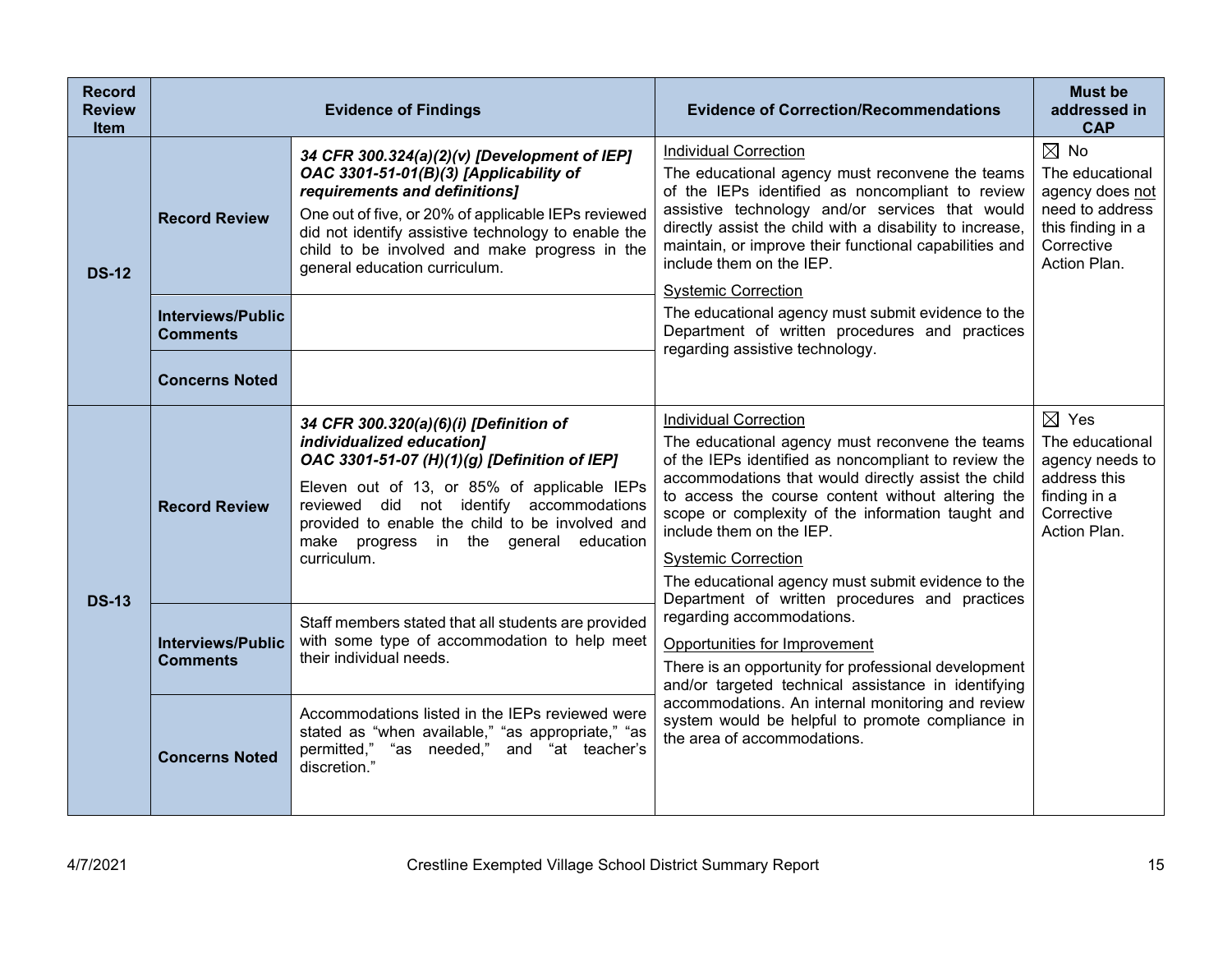| Record Review Item | Evidence of Findings | | Evidence of Correction/Recommendations | Must be addressed in CAP |
|---|---|---|---|---|
| **DS-12** | **Record Review** | ***34 CFR 300.324(a)(2)(v) [Development of IEP]*** ***OAC 3301-51-01(B)(3) [Applicability of requirements and definitions]*** One out of five, or 20% of applicable IEPs reviewed did not identify assistive technology to enable the child to be involved and make progress in the general education curriculum. | Individual Correction The educational agency must reconvene the teams of the IEPs identified as noncompliant to review assistive technology and/or services that would directly assist the child with a disability to increase, maintain, or improve their functional capabilities and include them on the IEP. Systemic Correction The educational agency must submit evidence to the Department of written procedures and practices regarding assistive technology. | ☒ No The educational agency does not need to address this finding in a Corrective Action Plan. |
| | **Interviews/Public Comments** | | | |
| | **Concerns Noted** | | | |
| **DS-13** | **Record Review** | ***34 CFR 300.320(a)(6)(i) [Definition of individualized education]*** ***OAC 3301-51-07 (H)(1)(g) [Definition of IEP]*** Eleven out of 13, or 85% of applicable IEPs reviewed did not identify accommodations provided to enable the child to be involved and make progress in the general education curriculum. | Individual Correction The educational agency must reconvene the teams of the IEPs identified as noncompliant to review the accommodations that would directly assist the child to access the course content without altering the scope or complexity of the information taught and include them on the IEP. Systemic Correction The educational agency must submit evidence to the Department of written procedures and practices regarding accommodations. Opportunities for Improvement There is an opportunity for professional development and/or targeted technical assistance in identifying accommodations. An internal monitoring and review system would be helpful to promote compliance in the area of accommodations. | ☒ Yes The educational agency needs to address this finding in a Corrective Action Plan. |
| | **Interviews/Public Comments** | Staff members stated that all students are provided with some type of accommodation to help meet their individual needs. | | |
| | **Concerns Noted** | Accommodations listed in the IEPs reviewed were stated as "when available," "as appropriate," "as permitted," "as needed," and "at teacher's discretion." | | |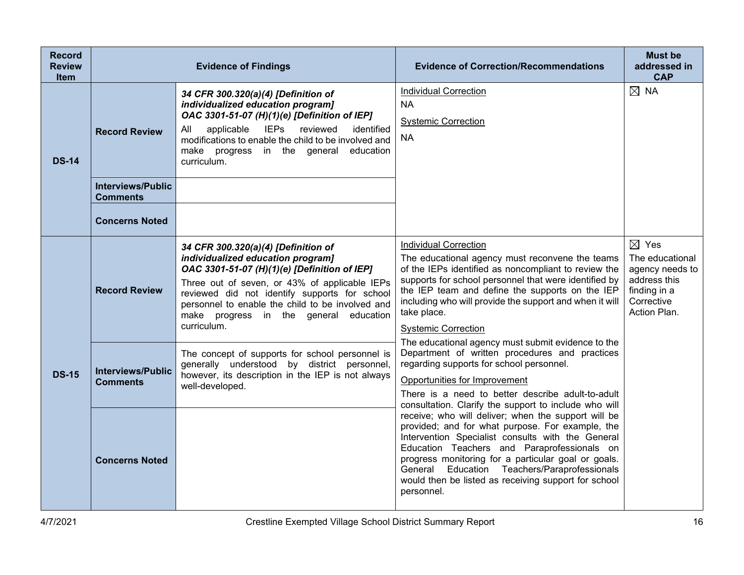| Record Review Item | Evidence of Findings | | Evidence of Correction/Recommendations | Must be addressed in CAP |
|---|---|---|---|---|
| **DS-14** | **Record Review** | ***34 CFR 300.320(a)(4) [Definition of individualized education program]*** ***OAC 3301-51-07 (H)(1)(e) [Definition of IEP]*** All applicable IEPs reviewed identified modifications to enable the child to be involved and make progress in the general education curriculum. | Individual Correction<br>NA<br>Systemic Correction<br>NA | ☒ NA |
| | **Interviews/Public Comments** | | | |
| | **Concerns Noted** | | | |
| **DS-15** | **Record Review** | ***34 CFR 300.320(a)(4) [Definition of individualized education program]*** ***OAC 3301-51-07 (H)(1)(e) [Definition of IEP]*** Three out of seven, or 43% of applicable IEPs reviewed did not identify supports for school personnel to enable the child to be involved and make progress in the general education curriculum. | Individual Correction<br>The educational agency must reconvene the teams of the IEPs identified as noncompliant to review the supports for school personnel that were identified by the IEP team and define the supports on the IEP including who will provide the support and when it will take place.<br>Systemic Correction<br>The educational agency must submit evidence to the Department of written procedures and practices regarding supports for school personnel.<br>Opportunities for Improvement<br>There is a need to better describe adult-to-adult consultation. Clarify the support to include who will receive; who will deliver; when the support will be provided; and for what purpose. For example, the Intervention Specialist consults with the General Education Teachers and Paraprofessionals on progress monitoring for a particular goal or goals. General Education Teachers/Paraprofessionals would then be listed as receiving support for school personnel. | ☒ Yes<br>The educational agency needs to address this finding in a Corrective Action Plan. |
| | **Interviews/Public Comments** | The concept of supports for school personnel is generally understood by district personnel, however, its description in the IEP is not always well-developed. | | |
| | **Concerns Noted** | | | |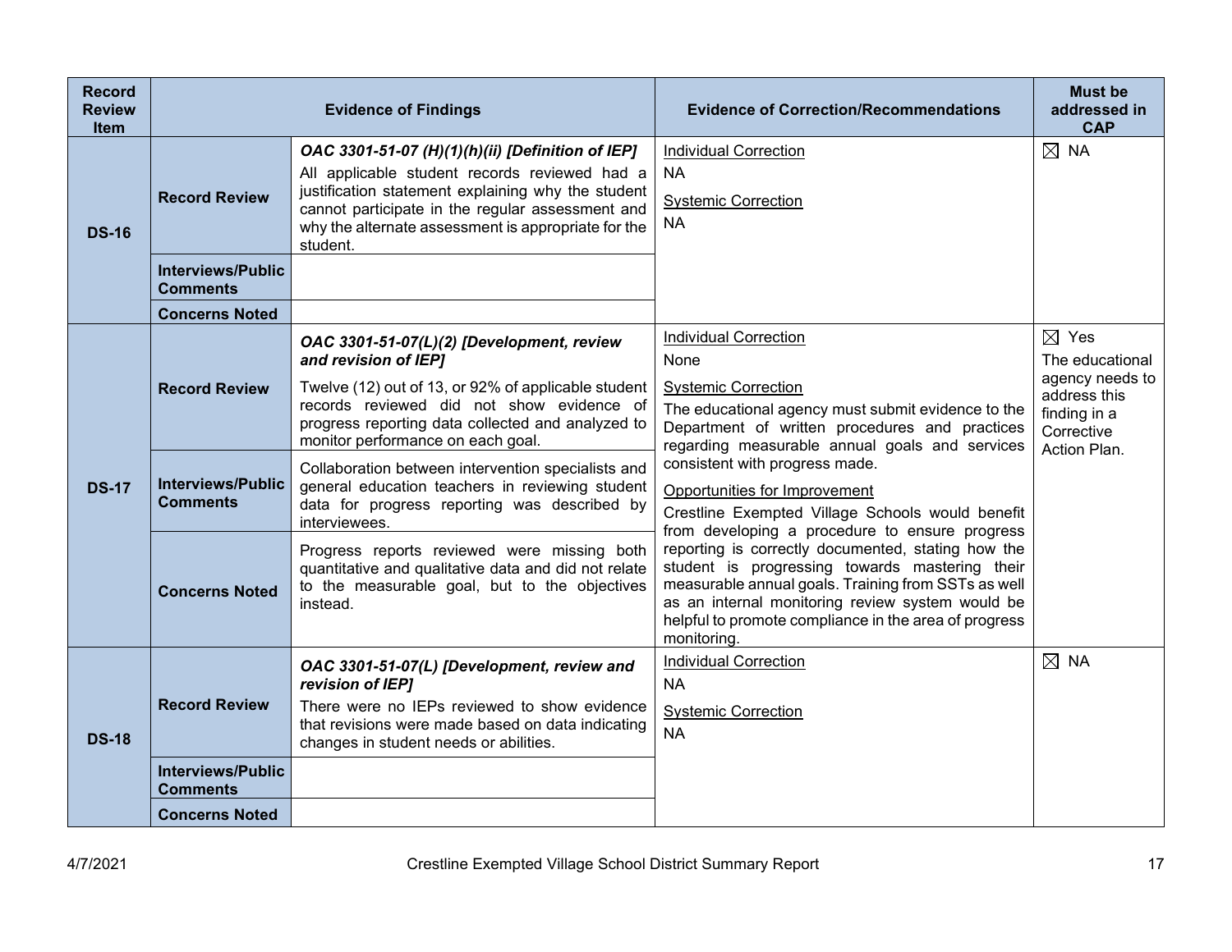| Record Review Item | Evidence of Findings | | Evidence of Correction/Recommendations | Must be addressed in CAP |
|---|---|---|---|---|
| **DS-16** | **Record Review** | ***OAC 3301-51-07 (H)(1)(h)(ii) [Definition of IEP]***<br>All applicable student records reviewed had a justification statement explaining why the student cannot participate in the regular assessment and why the alternate assessment is appropriate for the student. | Individual Correction<br>NA<br>Systemic Correction<br>NA | ☒ NA |
| | **Interviews/Public Comments** | | | |
| | **Concerns Noted** | | | |
| **DS-17** | **Record Review** | ***OAC 3301-51-07(L)(2) [Development, review and revision of IEP]***<br>Twelve (12) out of 13, or 92% of applicable student records reviewed did not show evidence of progress reporting data collected and analyzed to monitor performance on each goal. | Individual Correction<br>None<br>Systemic Correction<br>The educational agency must submit evidence to the Department of written procedures and practices regarding measurable annual goals and services consistent with progress made.<br>Opportunities for Improvement<br>Crestline Exempted Village Schools would benefit from developing a procedure to ensure progress reporting is correctly documented, stating how the student is progressing towards mastering their measurable annual goals. Training from SSTs as well as an internal monitoring review system would be helpful to promote compliance in the area of progress monitoring. | ☒ Yes<br>The educational agency needs to address this finding in a Corrective Action Plan. |
| | **Interviews/Public Comments** | Collaboration between intervention specialists and general education teachers in reviewing student data for progress reporting was described by interviewees. | | |
| | **Concerns Noted** | Progress reports reviewed were missing both quantitative and qualitative data and did not relate to the measurable goal, but to the objectives instead. | | |
| **DS-18** | **Record Review** | ***OAC 3301-51-07(L) [Development, review and revision of IEP]***<br>There were no IEPs reviewed to show evidence that revisions were made based on data indicating changes in student needs or abilities. | Individual Correction<br>NA<br>Systemic Correction<br>NA | ☒ NA |
| | **Interviews/Public Comments** | | | |
| | **Concerns Noted** | | | |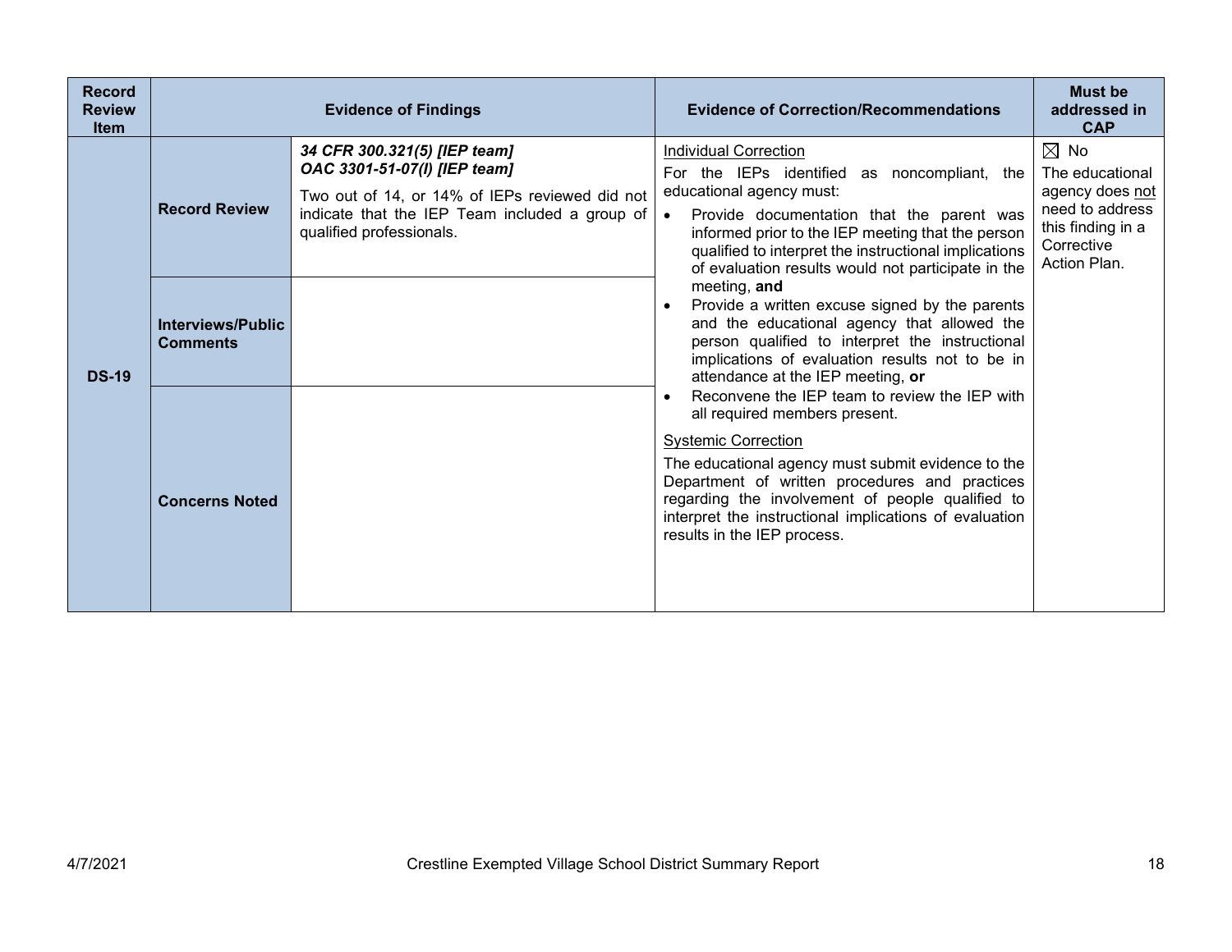| Record Review Item | Evidence of Findings | | Evidence of Correction/Recommendations | Must be addressed in CAP |
|---|---|---|---|---|
| DS-19 | **Record Review** | ***34 CFR 300.321(5) [IEP team]***<br>***OAC 3301-51-07(I) [IEP team]***<br>Two out of 14, or 14% of IEPs reviewed did not indicate that the IEP Team included a group of qualified professionals. | Individual Correction<br>For the IEPs identified as noncompliant, the educational agency must:<br>• Provide documentation that the parent was informed prior to the IEP meeting that the person qualified to interpret the instructional implications of evaluation results would not participate in the meeting, **and**<br>• Provide a written excuse signed by the parents and the educational agency that allowed the person qualified to interpret the instructional implications of evaluation results not to be in attendance at the IEP meeting, **or**<br>• Reconvene the IEP team to review the IEP with all required members present.<br>Systemic Correction<br>The educational agency must submit evidence to the Department of written procedures and practices regarding the involvement of people qualified to interpret the instructional implications of evaluation results in the IEP process. | ☒ No<br>The educational agency does not need to address this finding in a Corrective Action Plan. |
| | **Interviews/Public Comments** | | | |
| | **Concerns Noted** | | | |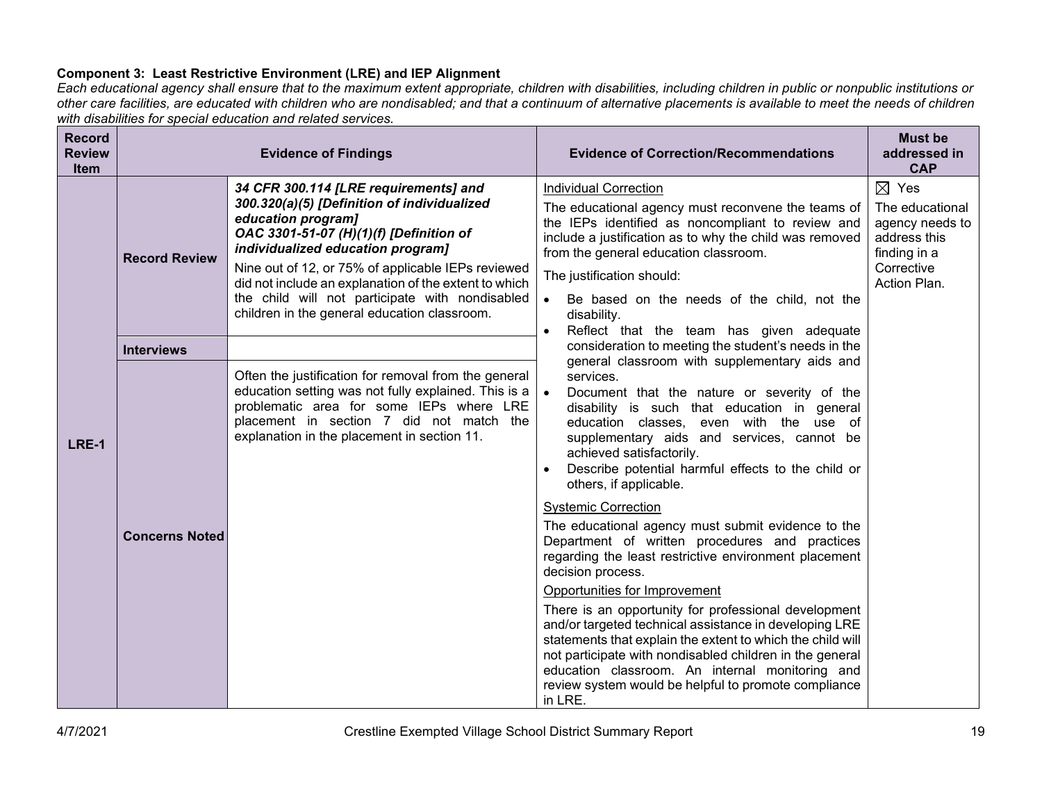**Component 3: Least Restrictive Environment (LRE) and IEP Alignment**

*Each educational agency shall ensure that to the maximum extent appropriate, children with disabilities, including children in public or nonpublic institutions or other care facilities, are educated with children who are nondisabled; and that a continuum of alternative placements is available to meet the needs of children with disabilities for special education and related services.*

| Record Review Item | Evidence of Findings | | Evidence of Correction/Recommendations | Must be addressed in CAP |
|---|---|---|---|---|
| LRE-1 | **Record Review** | ***34 CFR 300.114 [LRE requirements] and 300.320(a)(5) [Definition of individualized education program]***<br>***OAC 3301-51-07 (H)(1)(f) [Definition of individualized education program]***<br>Nine out of 12, or 75% of applicable IEPs reviewed did not include an explanation of the extent to which the child will not participate with nondisabled children in the general education classroom. | Individual Correction<br>The educational agency must reconvene the teams of the IEPs identified as noncompliant to review and include a justification as to why the child was removed from the general education classroom.<br>The justification should:<br>• Be based on the needs of the child, not the disability.<br>• Reflect that the team has given adequate consideration to meeting the student's needs in the general classroom with supplementary aids and services.<br>• Document that the nature or severity of the disability is such that education in general education classes, even with the use of supplementary aids and services, cannot be achieved satisfactorily.<br>• Describe potential harmful effects to the child or others, if applicable.<br>Systemic Correction<br>The educational agency must submit evidence to the Department of written procedures and practices regarding the least restrictive environment placement decision process.<br>Opportunities for Improvement<br>There is an opportunity for professional development and/or targeted technical assistance in developing LRE statements that explain the extent to which the child will not participate with nondisabled children in the general education classroom. An internal monitoring and review system would be helpful to promote compliance in LRE. | ☒ Yes<br>The educational agency needs to address this finding in a Corrective Action Plan. |
| | **Interviews** | | | |
| | **Concerns Noted** | Often the justification for removal from the general education setting was not fully explained. This is a problematic area for some IEPs where LRE placement in section 7 did not match the explanation in the placement in section 11. | | |